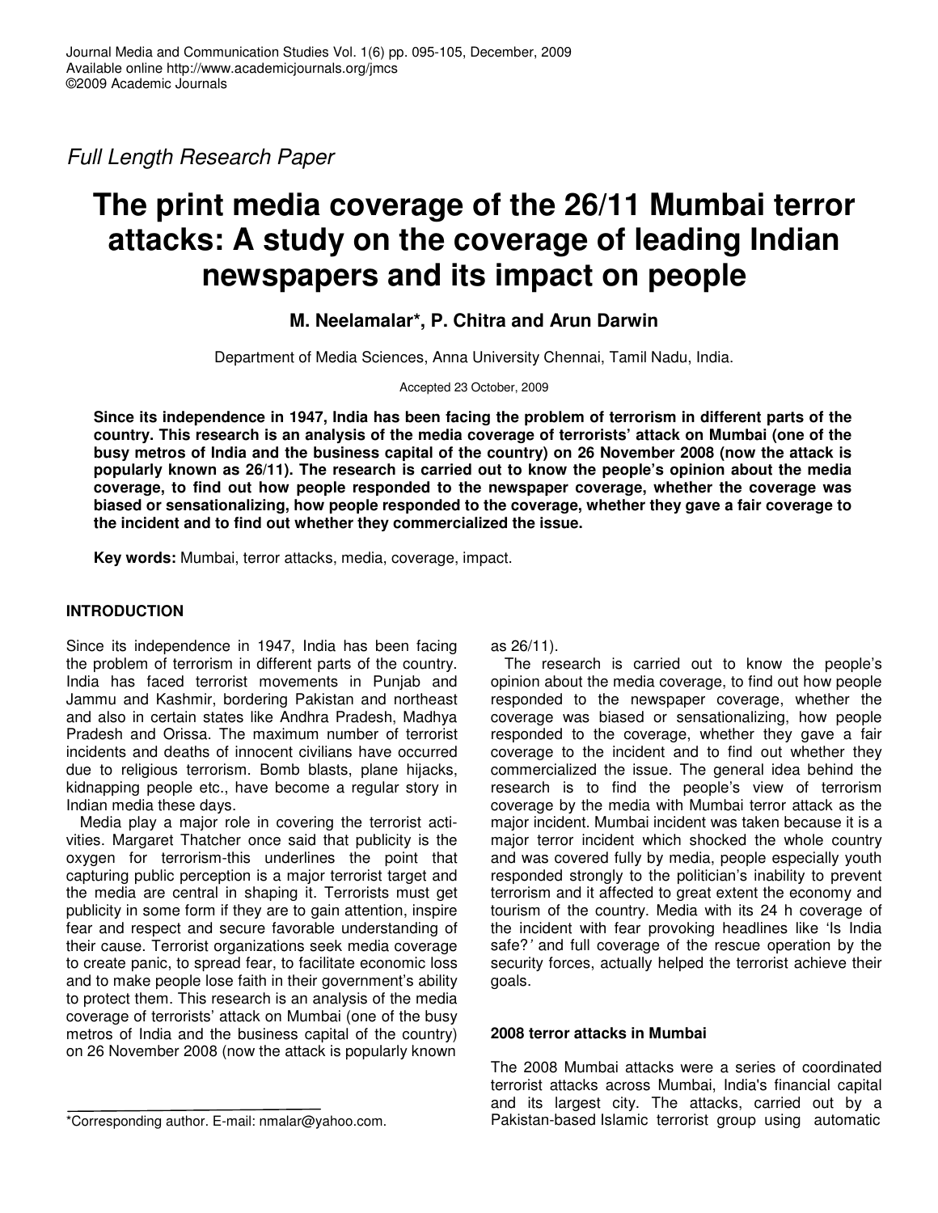Journal Media and Communication Studies Vol. 1(6) pp. 095-105, December, 2009
Available online http://www.academicjournals.org/jmcs
©2009 Academic Journals

*Full Length Research Paper*

# The print media coverage of the 26/11 Mumbai terror attacks: A study on the coverage of leading Indian newspapers and its impact on people

**M. Neelamalar*, P. Chitra and Arun Darwin**

Department of Media Sciences, Anna University Chennai, Tamil Nadu, India.

Accepted 23 October, 2009

**Since its independence in 1947, India has been facing the problem of terrorism in different parts of the country. This research is an analysis of the media coverage of terrorists' attack on Mumbai (one of the busy metros of India and the business capital of the country) on 26 November 2008 (now the attack is popularly known as 26/11). The research is carried out to know the people's opinion about the media coverage, to find out how people responded to the newspaper coverage, whether the coverage was biased or sensationalizing, how people responded to the coverage, whether they gave a fair coverage to the incident and to find out whether they commercialized the issue.**

**Key words:** Mumbai, terror attacks, media, coverage, impact.

## INTRODUCTION

Since its independence in 1947, India has been facing the problem of terrorism in different parts of the country. India has faced terrorist movements in Punjab and Jammu and Kashmir, bordering Pakistan and northeast and also in certain states like Andhra Pradesh, Madhya Pradesh and Orissa. The maximum number of terrorist incidents and deaths of innocent civilians have occurred due to religious terrorism. Bomb blasts, plane hijacks, kidnapping people etc., have become a regular story in Indian media these days.

Media play a major role in covering the terrorist activities. Margaret Thatcher once said that publicity is the oxygen for terrorism-this underlines the point that capturing public perception is a major terrorist target and the media are central in shaping it. Terrorists must get publicity in some form if they are to gain attention, inspire fear and respect and secure favorable understanding of their cause. Terrorist organizations seek media coverage to create panic, to spread fear, to facilitate economic loss and to make people lose faith in their government's ability to protect them. This research is an analysis of the media coverage of terrorists' attack on Mumbai (one of the busy metros of India and the business capital of the country) on 26 November 2008 (now the attack is popularly known as 26/11).

The research is carried out to know the people's opinion about the media coverage, to find out how people responded to the newspaper coverage, whether the coverage was biased or sensationalizing, how people responded to the coverage, whether they gave a fair coverage to the incident and to find out whether they commercialized the issue. The general idea behind the research is to find the people's view of terrorism coverage by the media with Mumbai terror attack as the major incident. Mumbai incident was taken because it is a major terror incident which shocked the whole country and was covered fully by media, people especially youth responded strongly to the politician's inability to prevent terrorism and it affected to great extent the economy and tourism of the country. Media with its 24 h coverage of the incident with fear provoking headlines like 'Is India safe?' and full coverage of the rescue operation by the security forces, actually helped the terrorist achieve their goals.

### 2008 terror attacks in Mumbai

The 2008 Mumbai attacks were a series of coordinated terrorist attacks across Mumbai, India's financial capital and its largest city. The attacks, carried out by a Pakistan-based Islamic terrorist group using automatic

*Corresponding author. E-mail: nmalar@yahoo.com.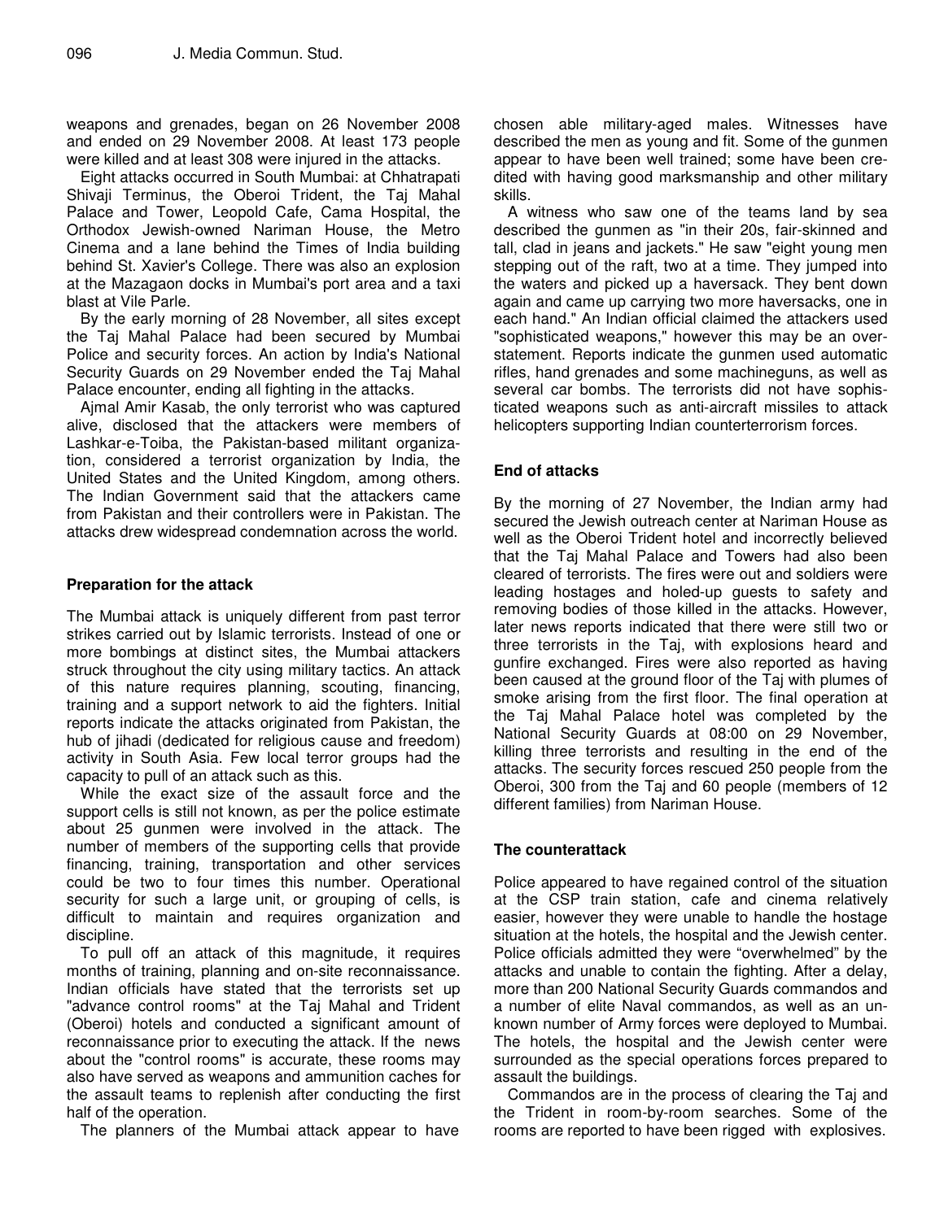weapons and grenades, began on 26 November 2008 and ended on 29 November 2008. At least 173 people were killed and at least 308 were injured in the attacks.

Eight attacks occurred in South Mumbai: at Chhatrapati Shivaji Terminus, the Oberoi Trident, the Taj Mahal Palace and Tower, Leopold Cafe, Cama Hospital, the Orthodox Jewish-owned Nariman House, the Metro Cinema and a lane behind the Times of India building behind St. Xavier's College. There was also an explosion at the Mazagaon docks in Mumbai's port area and a taxi blast at Vile Parle.

By the early morning of 28 November, all sites except the Taj Mahal Palace had been secured by Mumbai Police and security forces. An action by India's National Security Guards on 29 November ended the Taj Mahal Palace encounter, ending all fighting in the attacks.

Ajmal Amir Kasab, the only terrorist who was captured alive, disclosed that the attackers were members of Lashkar-e-Toiba, the Pakistan-based militant organization, considered a terrorist organization by India, the United States and the United Kingdom, among others. The Indian Government said that the attackers came from Pakistan and their controllers were in Pakistan. The attacks drew widespread condemnation across the world.

## Preparation for the attack

The Mumbai attack is uniquely different from past terror strikes carried out by Islamic terrorists. Instead of one or more bombings at distinct sites, the Mumbai attackers struck throughout the city using military tactics. An attack of this nature requires planning, scouting, financing, training and a support network to aid the fighters. Initial reports indicate the attacks originated from Pakistan, the hub of jihadi (dedicated for religious cause and freedom) activity in South Asia. Few local terror groups had the capacity to pull of an attack such as this.

While the exact size of the assault force and the support cells is still not known, as per the police estimate about 25 gunmen were involved in the attack. The number of members of the supporting cells that provide financing, training, transportation and other services could be two to four times this number. Operational security for such a large unit, or grouping of cells, is difficult to maintain and requires organization and discipline.

To pull off an attack of this magnitude, it requires months of training, planning and on-site reconnaissance. Indian officials have stated that the terrorists set up "advance control rooms" at the Taj Mahal and Trident (Oberoi) hotels and conducted a significant amount of reconnaissance prior to executing the attack. If the news about the "control rooms" is accurate, these rooms may also have served as weapons and ammunition caches for the assault teams to replenish after conducting the first half of the operation.

The planners of the Mumbai attack appear to have chosen able military-aged males. Witnesses have described the men as young and fit. Some of the gunmen appear to have been well trained; some have been credited with having good marksmanship and other military skills.

A witness who saw one of the teams land by sea described the gunmen as "in their 20s, fair-skinned and tall, clad in jeans and jackets." He saw "eight young men stepping out of the raft, two at a time. They jumped into the waters and picked up a haversack. They bent down again and came up carrying two more haversacks, one in each hand." An Indian official claimed the attackers used "sophisticated weapons," however this may be an overstatement. Reports indicate the gunmen used automatic rifles, hand grenades and some machineguns, as well as several car bombs. The terrorists did not have sophisticated weapons such as anti-aircraft missiles to attack helicopters supporting Indian counterterrorism forces.

## End of attacks

By the morning of 27 November, the Indian army had secured the Jewish outreach center at Nariman House as well as the Oberoi Trident hotel and incorrectly believed that the Taj Mahal Palace and Towers had also been cleared of terrorists. The fires were out and soldiers were leading hostages and holed-up guests to safety and removing bodies of those killed in the attacks. However, later news reports indicated that there were still two or three terrorists in the Taj, with explosions heard and gunfire exchanged. Fires were also reported as having been caused at the ground floor of the Taj with plumes of smoke arising from the first floor. The final operation at the Taj Mahal Palace hotel was completed by the National Security Guards at 08:00 on 29 November, killing three terrorists and resulting in the end of the attacks. The security forces rescued 250 people from the Oberoi, 300 from the Taj and 60 people (members of 12 different families) from Nariman House.

## The counterattack

Police appeared to have regained control of the situation at the CSP train station, cafe and cinema relatively easier, however they were unable to handle the hostage situation at the hotels, the hospital and the Jewish center. Police officials admitted they were "overwhelmed" by the attacks and unable to contain the fighting. After a delay, more than 200 National Security Guards commandos and a number of elite Naval commandos, as well as an unknown number of Army forces were deployed to Mumbai. The hotels, the hospital and the Jewish center were surrounded as the special operations forces prepared to assault the buildings.

Commandos are in the process of clearing the Taj and the Trident in room-by-room searches. Some of the rooms are reported to have been rigged with explosives.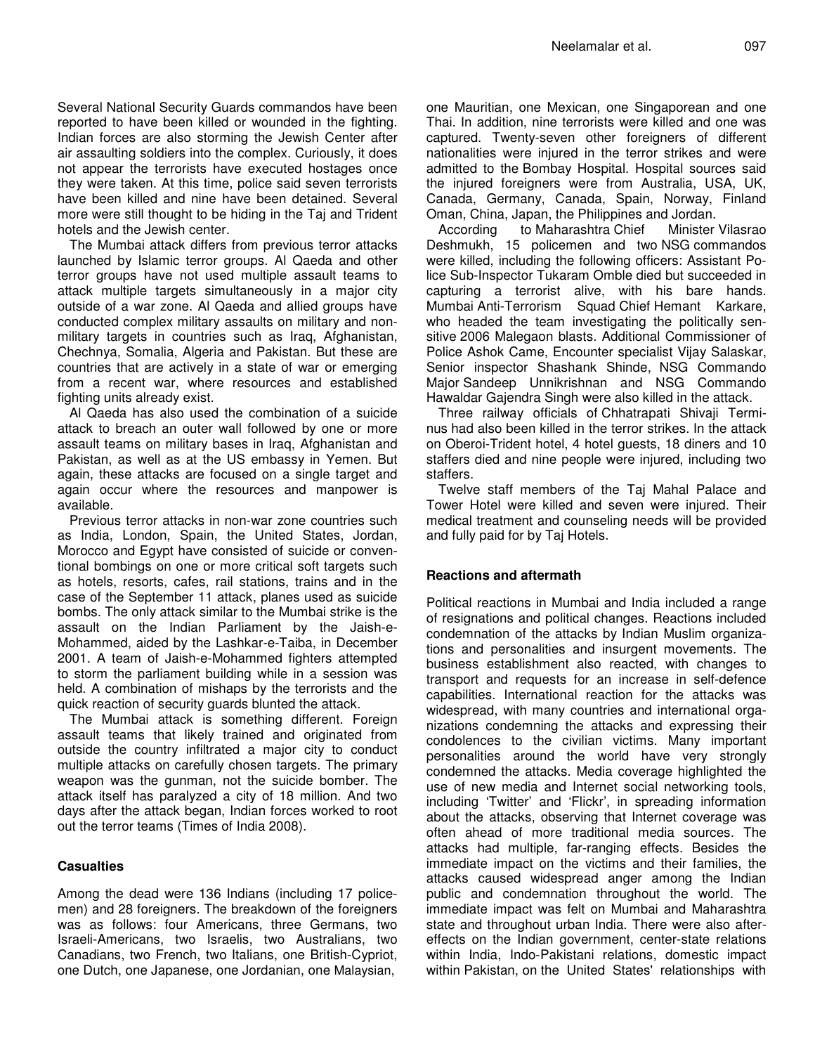Several National Security Guards commandos have been reported to have been killed or wounded in the fighting. Indian forces are also storming the Jewish Center after air assaulting soldiers into the complex. Curiously, it does not appear the terrorists have executed hostages once they were taken. At this time, police said seven terrorists have been killed and nine have been detained. Several more were still thought to be hiding in the Taj and Trident hotels and the Jewish center.

The Mumbai attack differs from previous terror attacks launched by Islamic terror groups. Al Qaeda and other terror groups have not used multiple assault teams to attack multiple targets simultaneously in a major city outside of a war zone. Al Qaeda and allied groups have conducted complex military assaults on military and non-military targets in countries such as Iraq, Afghanistan, Chechnya, Somalia, Algeria and Pakistan. But these are countries that are actively in a state of war or emerging from a recent war, where resources and established fighting units already exist.

Al Qaeda has also used the combination of a suicide attack to breach an outer wall followed by one or more assault teams on military bases in Iraq, Afghanistan and Pakistan, as well as at the US embassy in Yemen. But again, these attacks are focused on a single target and again occur where the resources and manpower is available.

Previous terror attacks in non-war zone countries such as India, London, Spain, the United States, Jordan, Morocco and Egypt have consisted of suicide or conventional bombings on one or more critical soft targets such as hotels, resorts, cafes, rail stations, trains and in the case of the September 11 attack, planes used as suicide bombs. The only attack similar to the Mumbai strike is the assault on the Indian Parliament by the Jaish-e-Mohammed, aided by the Lashkar-e-Taiba, in December 2001. A team of Jaish-e-Mohammed fighters attempted to storm the parliament building while in a session was held. A combination of mishaps by the terrorists and the quick reaction of security guards blunted the attack.

The Mumbai attack is something different. Foreign assault teams that likely trained and originated from outside the country infiltrated a major city to conduct multiple attacks on carefully chosen targets. The primary weapon was the gunman, not the suicide bomber. The attack itself has paralyzed a city of 18 million. And two days after the attack began, Indian forces worked to root out the terror teams (Times of India 2008).

## Casualties

Among the dead were 136 Indians (including 17 policemen) and 28 foreigners. The breakdown of the foreigners was as follows: four Americans, three Germans, two Israeli-Americans, two Israelis, two Australians, two Canadians, two French, two Italians, one British-Cypriot, one Dutch, one Japanese, one Jordanian, one Malaysian, one Mauritian, one Mexican, one Singaporean and one Thai. In addition, nine terrorists were killed and one was captured. Twenty-seven other foreigners of different nationalities were injured in the terror strikes and were admitted to the Bombay Hospital. Hospital sources said the injured foreigners were from Australia, USA, UK, Canada, Germany, Canada, Spain, Norway, Finland Oman, China, Japan, the Philippines and Jordan.

According to Maharashtra Chief Minister Vilasrao Deshmukh, 15 policemen and two NSG commandos were killed, including the following officers: Assistant Police Sub-Inspector Tukaram Omble died but succeeded in capturing a terrorist alive, with his bare hands. Mumbai Anti-Terrorism Squad Chief Hemant Karkare, who headed the team investigating the politically sensitive 2006 Malegaon blasts. Additional Commissioner of Police Ashok Came, Encounter specialist Vijay Salaskar, Senior inspector Shashank Shinde, NSG Commando Major Sandeep Unnikrishnan and NSG Commando Hawaldar Gajendra Singh were also killed in the attack.

Three railway officials of Chhatrapati Shivaji Terminus had also been killed in the terror strikes. In the attack on Oberoi-Trident hotel, 4 hotel guests, 18 diners and 10 staffers died and nine people were injured, including two staffers.

Twelve staff members of the Taj Mahal Palace and Tower Hotel were killed and seven were injured. Their medical treatment and counseling needs will be provided and fully paid for by Taj Hotels.

## Reactions and aftermath

Political reactions in Mumbai and India included a range of resignations and political changes. Reactions included condemnation of the attacks by Indian Muslim organizations and personalities and insurgent movements. The business establishment also reacted, with changes to transport and requests for an increase in self-defence capabilities. International reaction for the attacks was widespread, with many countries and international organizations condemning the attacks and expressing their condolences to the civilian victims. Many important personalities around the world have very strongly condemned the attacks. Media coverage highlighted the use of new media and Internet social networking tools, including 'Twitter' and 'Flickr', in spreading information about the attacks, observing that Internet coverage was often ahead of more traditional media sources. The attacks had multiple, far-ranging effects. Besides the immediate impact on the victims and their families, the attacks caused widespread anger among the Indian public and condemnation throughout the world. The immediate impact was felt on Mumbai and Maharashtra state and throughout urban India. There were also after-effects on the Indian government, center-state relations within India, Indo-Pakistani relations, domestic impact within Pakistan, on the United States' relationships with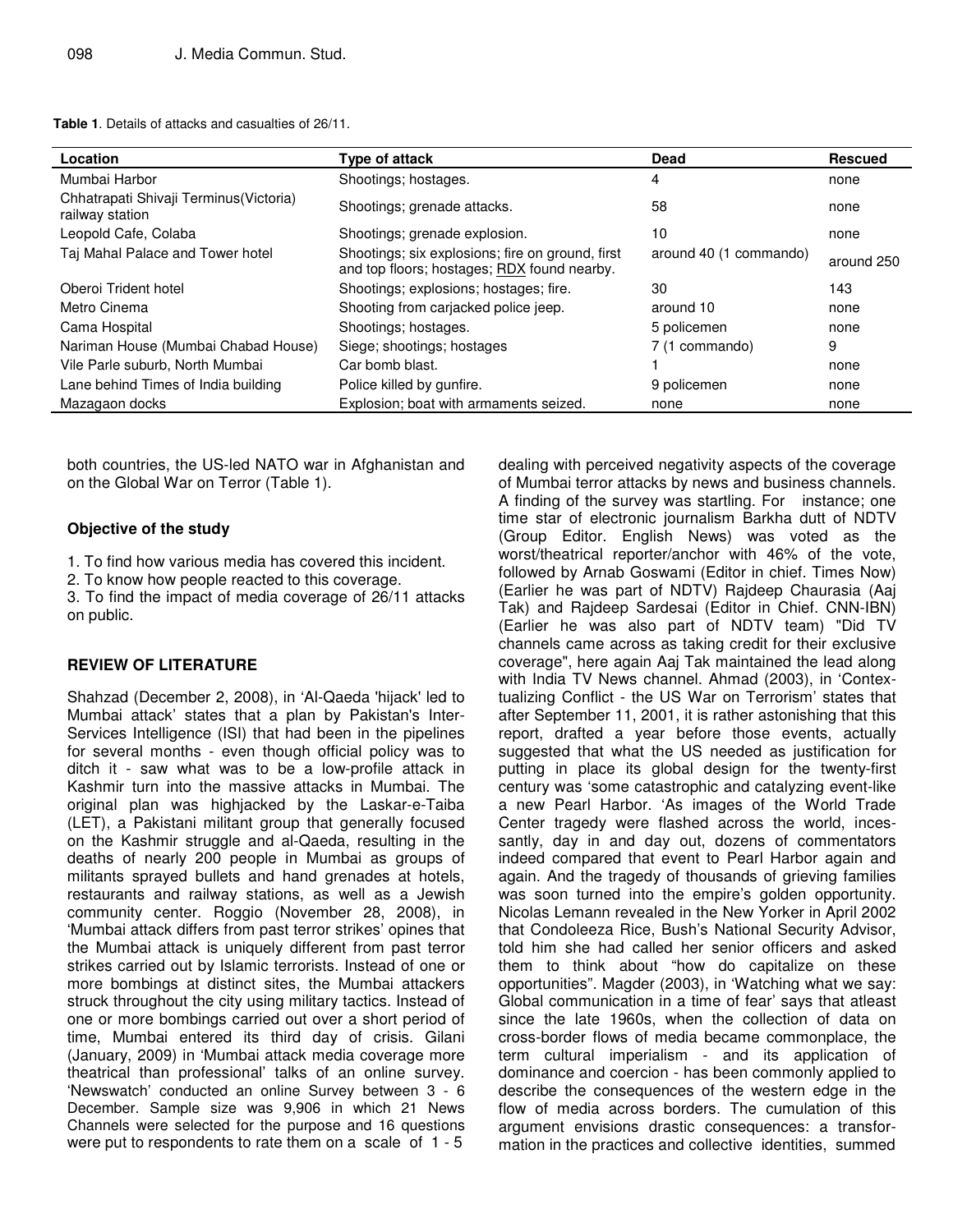**Table 1**. Details of attacks and casualties of 26/11.

| Location | Type of attack | Dead | Rescued |
|---|---|---|---|
| Mumbai Harbor | Shootings; hostages. | 4 | none |
| Chhatrapati Shivaji Terminus(Victoria) railway station | Shootings; grenade attacks. | 58 | none |
| Leopold Cafe, Colaba | Shootings; grenade explosion. | 10 | none |
| Taj Mahal Palace and Tower hotel | Shootings; six explosions; fire on ground, first and top floors; hostages; RDX found nearby. | around 40 (1 commando) | around 250 |
| Oberoi Trident hotel | Shootings; explosions; hostages; fire. | 30 | 143 |
| Metro Cinema | Shooting from carjacked police jeep. | around 10 | none |
| Cama Hospital | Shootings; hostages. | 5 policemen | none |
| Nariman House (Mumbai Chabad House) | Siege; shootings; hostages | 7 (1 commando) | 9 |
| Vile Parle suburb, North Mumbai | Car bomb blast. | 1 | none |
| Lane behind Times of India building | Police killed by gunfire. | 9 policemen | none |
| Mazagaon docks | Explosion; boat with armaments seized. | none | none |

both countries, the US-led NATO war in Afghanistan and on the Global War on Terror (Table 1).

### Objective of the study

1. To find how various media has covered this incident.
2. To know how people reacted to this coverage.
3. To find the impact of media coverage of 26/11 attacks on public.

## REVIEW OF LITERATURE

Shahzad (December 2, 2008), in 'Al-Qaeda 'hijack' led to Mumbai attack' states that a plan by Pakistan's Inter-Services Intelligence (ISI) that had been in the pipelines for several months - even though official policy was to ditch it - saw what was to be a low-profile attack in Kashmir turn into the massive attacks in Mumbai. The original plan was highjacked by the Laskar-e-Taiba (LET), a Pakistani militant group that generally focused on the Kashmir struggle and al-Qaeda, resulting in the deaths of nearly 200 people in Mumbai as groups of militants sprayed bullets and hand grenades at hotels, restaurants and railway stations, as well as a Jewish community center. Roggio (November 28, 2008), in 'Mumbai attack differs from past terror strikes' opines that the Mumbai attack is uniquely different from past terror strikes carried out by Islamic terrorists. Instead of one or more bombings at distinct sites, the Mumbai attackers struck throughout the city using military tactics. Instead of one or more bombings carried out over a short period of time, Mumbai entered its third day of crisis. Gilani (January, 2009) in 'Mumbai attack media coverage more theatrical than professional' talks of an online survey. 'Newswatch' conducted an online Survey between 3 - 6 December. Sample size was 9,906 in which 21 News Channels were selected for the purpose and 16 questions were put to respondents to rate them on a scale of 1 - 5 dealing with perceived negativity aspects of the coverage of Mumbai terror attacks by news and business channels. A finding of the survey was startling. For instance; one time star of electronic journalism Barkha dutt of NDTV (Group Editor. English News) was voted as the worst/theatrical reporter/anchor with 46% of the vote, followed by Arnab Goswami (Editor in chief. Times Now) (Earlier he was part of NDTV) Rajdeep Chaurasia (Aaj Tak) and Rajdeep Sardesai (Editor in Chief. CNN-IBN) (Earlier he was also part of NDTV team) "Did TV channels came across as taking credit for their exclusive coverage", here again Aaj Tak maintained the lead along with India TV News channel. Ahmad (2003), in 'Contextualizing Conflict - the US War on Terrorism' states that after September 11, 2001, it is rather astonishing that this report, drafted a year before those events, actually suggested that what the US needed as justification for putting in place its global design for the twenty-first century was 'some catastrophic and catalyzing event-like a new Pearl Harbor. 'As images of the World Trade Center tragedy were flashed across the world, incessantly, day in and day out, dozens of commentators indeed compared that event to Pearl Harbor again and again. And the tragedy of thousands of grieving families was soon turned into the empire's golden opportunity. Nicolas Lemann revealed in the New Yorker in April 2002 that Condoleeza Rice, Bush's National Security Advisor, told him she had called her senior officers and asked them to think about "how do capitalize on these opportunities". Magder (2003), in 'Watching what we say: Global communication in a time of fear' says that atleast since the late 1960s, when the collection of data on cross-border flows of media became commonplace, the term cultural imperialism - and its application of dominance and coercion - has been commonly applied to describe the consequences of the western edge in the flow of media across borders. The cumulation of this argument envisions drastic consequences: a transformation in the practices and collective identities, summed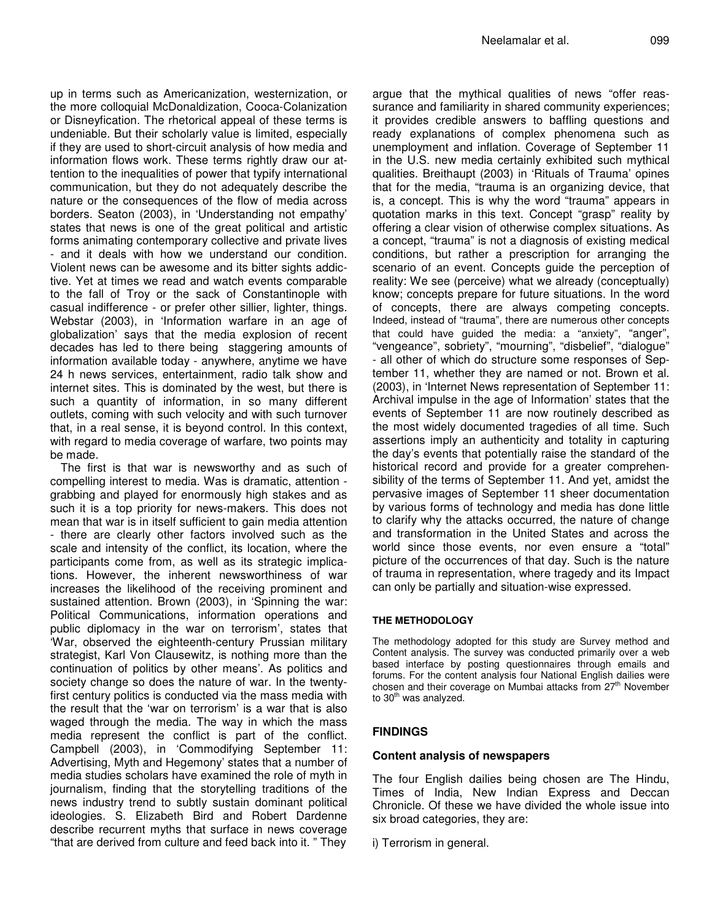up in terms such as Americanization, westernization, or the more colloquial McDonaldization, Cooca-Colanization or Disneyfication. The rhetorical appeal of these terms is undeniable. But their scholarly value is limited, especially if they are used to short-circuit analysis of how media and information flows work. These terms rightly draw our attention to the inequalities of power that typify international communication, but they do not adequately describe the nature or the consequences of the flow of media across borders. Seaton (2003), in 'Understanding not empathy' states that news is one of the great political and artistic forms animating contemporary collective and private lives - and it deals with how we understand our condition. Violent news can be awesome and its bitter sights addictive. Yet at times we read and watch events comparable to the fall of Troy or the sack of Constantinople with casual indifference - or prefer other sillier, lighter, things. Webstar (2003), in 'Information warfare in an age of globalization' says that the media explosion of recent decades has led to there being staggering amounts of information available today - anywhere, anytime we have 24 h news services, entertainment, radio talk show and internet sites. This is dominated by the west, but there is such a quantity of information, in so many different outlets, coming with such velocity and with such turnover that, in a real sense, it is beyond control. In this context, with regard to media coverage of warfare, two points may be made.

The first is that war is newsworthy and as such of compelling interest to media. Was is dramatic, attention - grabbing and played for enormously high stakes and as such it is a top priority for news-makers. This does not mean that war is in itself sufficient to gain media attention - there are clearly other factors involved such as the scale and intensity of the conflict, its location, where the participants come from, as well as its strategic implications. However, the inherent newsworthiness of war increases the likelihood of the receiving prominent and sustained attention. Brown (2003), in 'Spinning the war: Political Communications, information operations and public diplomacy in the war on terrorism', states that 'War, observed the eighteenth-century Prussian military strategist, Karl Von Clausewitz, is nothing more than the continuation of politics by other means'. As politics and society change so does the nature of war. In the twenty-first century politics is conducted via the mass media with the result that the 'war on terrorism' is a war that is also waged through the media. The way in which the mass media represent the conflict is part of the conflict. Campbell (2003), in 'Commodifying September 11: Advertising, Myth and Hegemony' states that a number of media studies scholars have examined the role of myth in journalism, finding that the storytelling traditions of the news industry trend to subtly sustain dominant political ideologies. S. Elizabeth Bird and Robert Dardenne describe recurrent myths that surface in news coverage "that are derived from culture and feed back into it. " They argue that the mythical qualities of news "offer reassurance and familiarity in shared community experiences; it provides credible answers to baffling questions and ready explanations of complex phenomena such as unemployment and inflation. Coverage of September 11 in the U.S. new media certainly exhibited such mythical qualities. Breithaupt (2003) in 'Rituals of Trauma' opines that for the media, "trauma is an organizing device, that is, a concept. This is why the word "trauma" appears in quotation marks in this text. Concept "grasp" reality by offering a clear vision of otherwise complex situations. As a concept, "trauma" is not a diagnosis of existing medical conditions, but rather a prescription for arranging the scenario of an event. Concepts guide the perception of reality: We see (perceive) what we already (conceptually) know; concepts prepare for future situations. In the word of concepts, there are always competing concepts. Indeed, instead of "trauma", there are numerous other concepts that could have guided the media: a "anxiety", "anger", "vengeance", sobriety", "mourning", "disbelief", "dialogue" - all other of which do structure some responses of September 11, whether they are named or not. Brown et al. (2003), in 'Internet News representation of September 11: Archival impulse in the age of Information' states that the events of September 11 are now routinely described as the most widely documented tragedies of all time. Such assertions imply an authenticity and totality in capturing the day's events that potentially raise the standard of the historical record and provide for a greater comprehensibility of the terms of September 11. And yet, amidst the pervasive images of September 11 sheer documentation by various forms of technology and media has done little to clarify why the attacks occurred, the nature of change and transformation in the United States and across the world since those events, nor even ensure a "total" picture of the occurrences of that day. Such is the nature of trauma in representation, where tragedy and its Impact can only be partially and situation-wise expressed.

## THE METHODOLOGY

The methodology adopted for this study are Survey method and Content analysis. The survey was conducted primarily over a web based interface by posting questionnaires through emails and forums. For the content analysis four National English dailies were chosen and their coverage on Mumbai attacks from 27th November to 30th was analyzed.

## FINDINGS

### Content analysis of newspapers

The four English dailies being chosen are The Hindu, Times of India, New Indian Express and Deccan Chronicle. Of these we have divided the whole issue into six broad categories, they are:

i) Terrorism in general.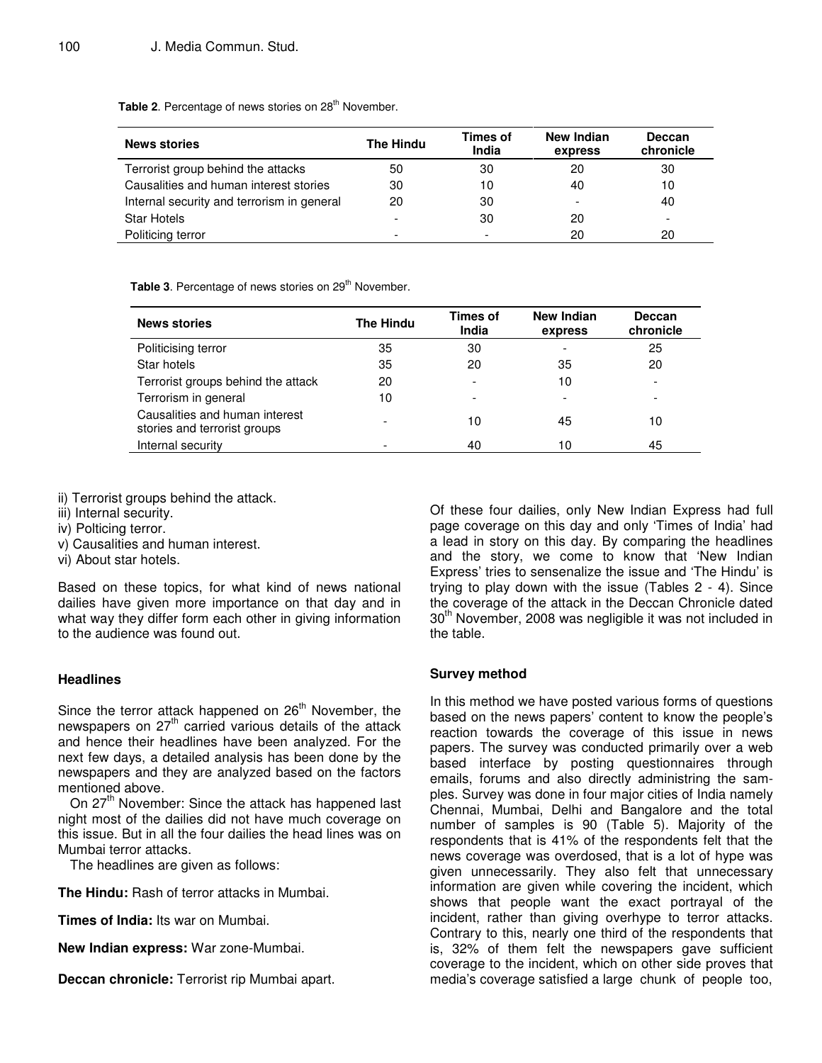**Table 2**. Percentage of news stories on 28th November.

| News stories | The Hindu | Times of India | New Indian express | Deccan chronicle |
|---|---|---|---|---|
| Terrorist group behind the attacks | 50 | 30 | 20 | 30 |
| Causalities and human interest stories | 30 | 10 | 40 | 10 |
| Internal security and terrorism in general | 20 | 30 | - | 40 |
| Star Hotels | - | 30 | 20 | - |
| Politicing terror | - | - | 20 | 20 |

**Table 3**. Percentage of news stories on 29th November.

| News stories | The Hindu | Times of India | New Indian express | Deccan chronicle |
|---|---|---|---|---|
| Politicising terror | 35 | 30 | - | 25 |
| Star hotels | 35 | 20 | 35 | 20 |
| Terrorist groups behind the attack | 20 | - | 10 | - |
| Terrorism in general | 10 | - | - | - |
| Causalities and human interest stories and terrorist groups | - | 10 | 45 | 10 |
| Internal security | - | 40 | 10 | 45 |

ii) Terrorist groups behind the attack.
iii) Internal security.
iv) Polticing terror.
v) Causalities and human interest.
vi) About star hotels.

Based on these topics, for what kind of news national dailies have given more importance on that day and in what way they differ form each other in giving information to the audience was found out.

### Headlines

Since the terror attack happened on 26th November, the newspapers on 27th carried various details of the attack and hence their headlines have been analyzed. For the next few days, a detailed analysis has been done by the newspapers and they are analyzed based on the factors mentioned above.

On 27th November: Since the attack has happened last night most of the dailies did not have much coverage on this issue. But in all the four dailies the head lines was on Mumbai terror attacks.

The headlines are given as follows:

**The Hindu:** Rash of terror attacks in Mumbai.

**Times of India:** Its war on Mumbai.

**New Indian express:** War zone-Mumbai.

**Deccan chronicle:** Terrorist rip Mumbai apart.

Of these four dailies, only New Indian Express had full page coverage on this day and only 'Times of India' had a lead in story on this day. By comparing the headlines and the story, we come to know that 'New Indian Express' tries to sensenalize the issue and 'The Hindu' is trying to play down with the issue (Tables 2 - 4). Since the coverage of the attack in the Deccan Chronicle dated 30th November, 2008 was negligible it was not included in the table.

### Survey method

In this method we have posted various forms of questions based on the news papers' content to know the people's reaction towards the coverage of this issue in news papers. The survey was conducted primarily over a web based interface by posting questionnaires through emails, forums and also directly administring the samples. Survey was done in four major cities of India namely Chennai, Mumbai, Delhi and Bangalore and the total number of samples is 90 (Table 5). Majority of the respondents that is 41% of the respondents felt that the news coverage was overdosed, that is a lot of hype was given unnecessarily. They also felt that unnecessary information are given while covering the incident, which shows that people want the exact portrayal of the incident, rather than giving overhype to terror attacks. Contrary to this, nearly one third of the respondents that is, 32% of them felt the newspapers gave sufficient coverage to the incident, which on other side proves that media's coverage satisfied a large chunk of people too,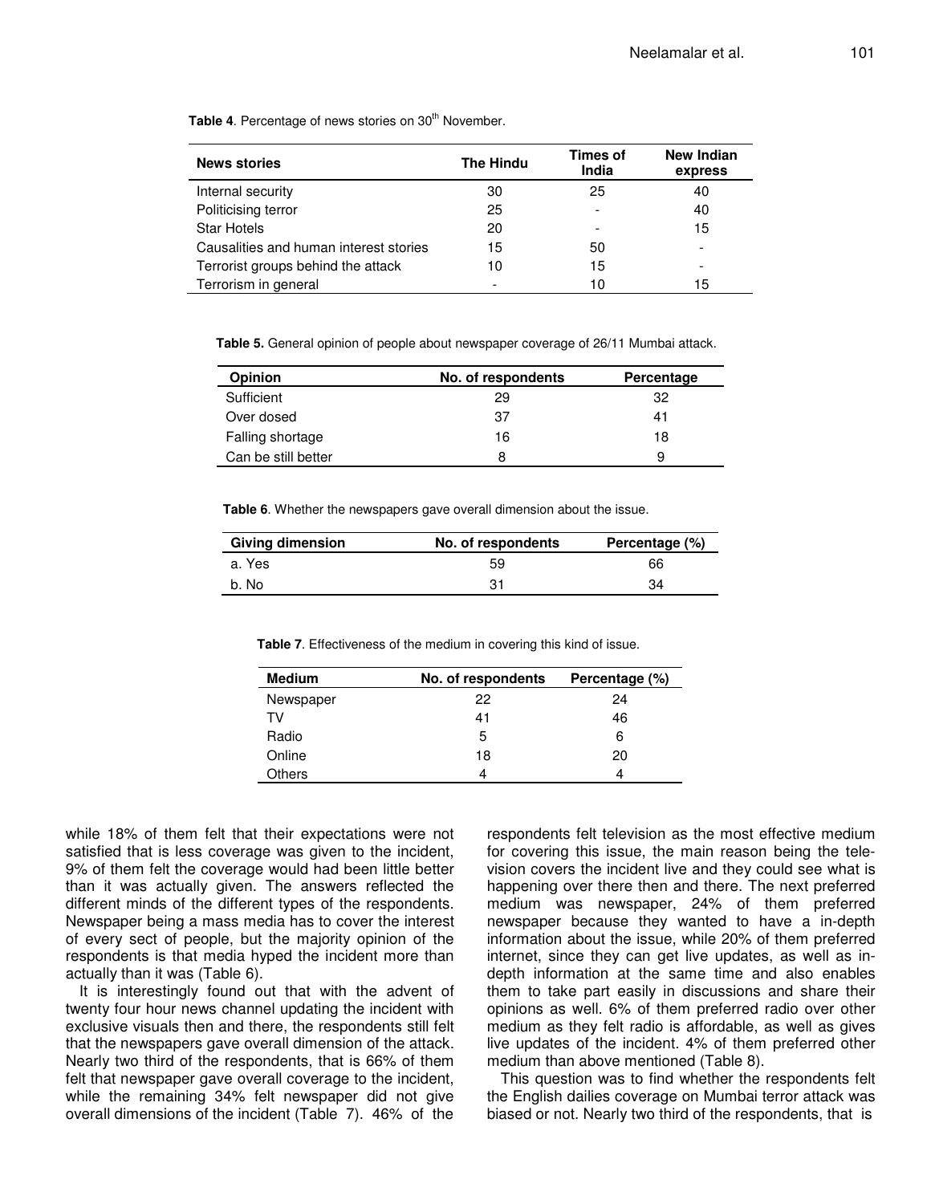**Table 4**. Percentage of news stories on 30th November.

| News stories | The Hindu | Times of India | New Indian express |
|---|---|---|---|
| Internal security | 30 | 25 | 40 |
| Politicising terror | 25 | - | 40 |
| Star Hotels | 20 | - | 15 |
| Causalities and human interest stories | 15 | 50 | - |
| Terrorist groups behind the attack | 10 | 15 | - |
| Terrorism in general | - | 10 | 15 |

**Table 5.** General opinion of people about newspaper coverage of 26/11 Mumbai attack.

| Opinion | No. of respondents | Percentage |
|---|---|---|
| Sufficient | 29 | 32 |
| Over dosed | 37 | 41 |
| Falling shortage | 16 | 18 |
| Can be still better | 8 | 9 |

**Table 6**. Whether the newspapers gave overall dimension about the issue.

| Giving dimension | No. of respondents | Percentage (%) |
|---|---|---|
| a. Yes | 59 | 66 |
| b. No | 31 | 34 |

**Table 7**. Effectiveness of the medium in covering this kind of issue.

| Medium | No. of respondents | Percentage (%) |
|---|---|---|
| Newspaper | 22 | 24 |
| TV | 41 | 46 |
| Radio | 5 | 6 |
| Online | 18 | 20 |
| Others | 4 | 4 |

while 18% of them felt that their expectations were not satisfied that is less coverage was given to the incident, 9% of them felt the coverage would had been little better than it was actually given. The answers reflected the different minds of the different types of the respondents. Newspaper being a mass media has to cover the interest of every sect of people, but the majority opinion of the respondents is that media hyped the incident more than actually than it was (Table 6).

It is interestingly found out that with the advent of twenty four hour news channel updating the incident with exclusive visuals then and there, the respondents still felt that the newspapers gave overall dimension of the attack. Nearly two third of the respondents, that is 66% of them felt that newspaper gave overall coverage to the incident, while the remaining 34% felt newspaper did not give overall dimensions of the incident (Table 7). 46% of the respondents felt television as the most effective medium for covering this issue, the main reason being the television covers the incident live and they could see what is happening over there then and there. The next preferred medium was newspaper, 24% of them preferred newspaper because they wanted to have a in-depth information about the issue, while 20% of them preferred internet, since they can get live updates, as well as in-depth information at the same time and also enables them to take part easily in discussions and share their opinions as well. 6% of them preferred radio over other medium as they felt radio is affordable, as well as gives live updates of the incident. 4% of them preferred other medium than above mentioned (Table 8).

This question was to find whether the respondents felt the English dailies coverage on Mumbai terror attack was biased or not. Nearly two third of the respondents, that is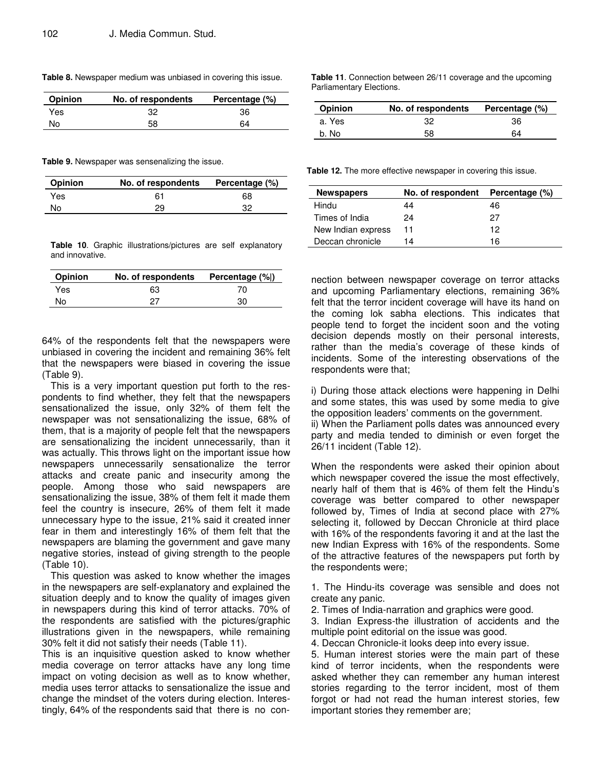**Table 8.** Newspaper medium was unbiased in covering this issue.

| Opinion | No. of respondents | Percentage (%) |
|---|---|---|
| Yes | 32 | 36 |
| No | 58 | 64 |

**Table 9.** Newspaper was sensenalizing the issue.

| Opinion | No. of respondents | Percentage (%) |
|---|---|---|
| Yes | 61 | 68 |
| No | 29 | 32 |

**Table 10**. Graphic illustrations/pictures are self explanatory and innovative.

| Opinion | No. of respondents | Percentage (%|) |
|---|---|---|
| Yes | 63 | 70 |
| No | 27 | 30 |

64% of the respondents felt that the newspapers were unbiased in covering the incident and remaining 36% felt that the newspapers were biased in covering the issue (Table 9).

This is a very important question put forth to the respondents to find whether, they felt that the newspapers sensationalized the issue, only 32% of them felt the newspaper was not sensationalizing the issue, 68% of them, that is a majority of people felt that the newspapers are sensationalizing the incident unnecessarily, than it was actually. This throws light on the important issue how newspapers unnecessarily sensationalize the terror attacks and create panic and insecurity among the people. Among those who said newspapers are sensationalizing the issue, 38% of them felt it made them feel the country is insecure, 26% of them felt it made unnecessary hype to the issue, 21% said it created inner fear in them and interestingly 16% of them felt that the newspapers are blaming the government and gave many negative stories, instead of giving strength to the people (Table 10).

This question was asked to know whether the images in the newspapers are self-explanatory and explained the situation deeply and to know the quality of images given in newspapers during this kind of terror attacks. 70% of the respondents are satisfied with the pictures/graphic illustrations given in the newspapers, while remaining 30% felt it did not satisfy their needs (Table 11).

This is an inquisitive question asked to know whether media coverage on terror attacks have any long time impact on voting decision as well as to know whether, media uses terror attacks to sensationalize the issue and change the mindset of the voters during election. Interestingly, 64% of the respondents said that there is no connection between newspaper coverage on terror attacks and upcoming Parliamentary elections, remaining 36% felt that the terror incident coverage will have its hand on the coming lok sabha elections. This indicates that people tend to forget the incident soon and the voting decision depends mostly on their personal interests, rather than the media's coverage of these kinds of incidents. Some of the interesting observations of the respondents were that;

**Table 11**. Connection between 26/11 coverage and the upcoming Parliamentary Elections.

| Opinion | No. of respondents | Percentage (%) |
|---|---|---|
| a. Yes | 32 | 36 |
| b. No | 58 | 64 |

**Table 12.** The more effective newspaper in covering this issue.

| Newspapers | No. of respondent | Percentage (%) |
|---|---|---|
| Hindu | 44 | 46 |
| Times of India | 24 | 27 |
| New Indian express | 11 | 12 |
| Deccan chronicle | 14 | 16 |

i) During those attack elections were happening in Delhi and some states, this was used by some media to give the opposition leaders' comments on the government.
ii) When the Parliament polls dates was announced every party and media tended to diminish or even forget the 26/11 incident (Table 12).

When the respondents were asked their opinion about which newspaper covered the issue the most effectively, nearly half of them that is 46% of them felt the Hindu's coverage was better compared to other newspaper followed by, Times of India at second place with 27% selecting it, followed by Deccan Chronicle at third place with 16% of the respondents favoring it and at the last the new Indian Express with 16% of the respondents. Some of the attractive features of the newspapers put forth by the respondents were;

1. The Hindu-its coverage was sensible and does not create any panic.
2. Times of India-narration and graphics were good.
3. Indian Express-the illustration of accidents and the multiple point editorial on the issue was good.
4. Deccan Chronicle-it looks deep into every issue.
5. Human interest stories were the main part of these kind of terror incidents, when the respondents were asked whether they can remember any human interest stories regarding to the terror incident, most of them forgot or had not read the human interest stories, few important stories they remember are;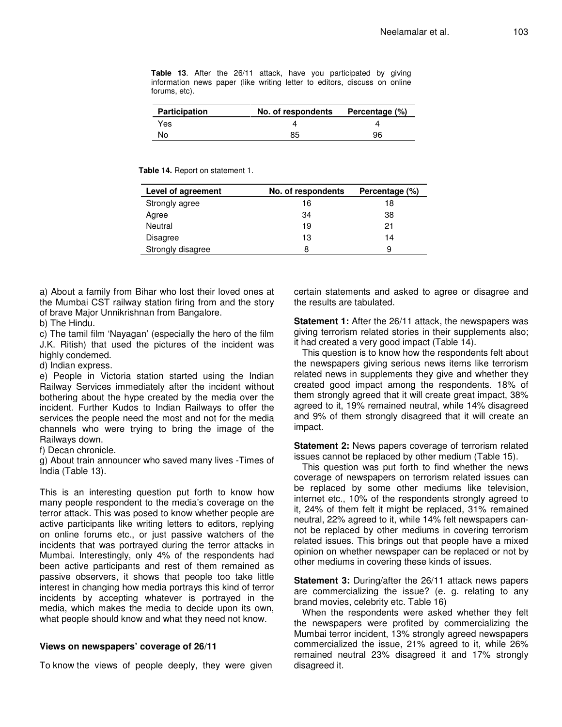**Table 13**. After the 26/11 attack, have you participated by giving information news paper (like writing letter to editors, discuss on online forums, etc).

| Participation | No. of respondents | Percentage (%) |
|---|---|---|
| Yes | 4 | 4 |
| No | 85 | 96 |

**Table 14.** Report on statement 1.

| Level of agreement | No. of respondents | Percentage (%) |
|---|---|---|
| Strongly agree | 16 | 18 |
| Agree | 34 | 38 |
| Neutral | 19 | 21 |
| Disagree | 13 | 14 |
| Strongly disagree | 8 | 9 |

a) About a family from Bihar who lost their loved ones at the Mumbai CST railway station firing from and the story of brave Major Unnikrishnan from Bangalore.
b) The Hindu.
c) The tamil film 'Nayagan' (especially the hero of the film J.K. Ritish) that used the pictures of the incident was highly condemed.
d) Indian express.
e) People in Victoria station started using the Indian Railway Services immediately after the incident without bothering about the hype created by the media over the incident. Further Kudos to Indian Railways to offer the services the people need the most and not for the media channels who were trying to bring the image of the Railways down.
f) Decan chronicle.
g) About train announcer who saved many lives -Times of India (Table 13).

This is an interesting question put forth to know how many people respondent to the media's coverage on the terror attack. This was posed to know whether people are active participants like writing letters to editors, replying on online forums etc., or just passive watchers of the incidents that was portrayed during the terror attacks in Mumbai. Interestingly, only 4% of the respondents had been active participants and rest of them remained as passive observers, it shows that people too take little interest in changing how media portrays this kind of terror incidents by accepting whatever is portrayed in the media, which makes the media to decide upon its own, what people should know and what they need not know.

### Views on newspapers' coverage of 26/11

To know the views of people deeply, they were given certain statements and asked to agree or disagree and the results are tabulated.

**Statement 1:** After the 26/11 attack, the newspapers was giving terrorism related stories in their supplements also; it had created a very good impact (Table 14).

This question is to know how the respondents felt about the newspapers giving serious news items like terrorism related news in supplements they give and whether they created good impact among the respondents. 18% of them strongly agreed that it will create great impact, 38% agreed to it, 19% remained neutral, while 14% disagreed and 9% of them strongly disagreed that it will create an impact.

**Statement 2:** News papers coverage of terrorism related issues cannot be replaced by other medium (Table 15).

This question was put forth to find whether the news coverage of newspapers on terrorism related issues can be replaced by some other mediums like television, internet etc., 10% of the respondents strongly agreed to it, 24% of them felt it might be replaced, 31% remained neutral, 22% agreed to it, while 14% felt newspapers cannot be replaced by other mediums in covering terrorism related issues. This brings out that people have a mixed opinion on whether newspaper can be replaced or not by other mediums in covering these kinds of issues.

**Statement 3:** During/after the 26/11 attack news papers are commercializing the issue? (e. g. relating to any brand movies, celebrity etc. Table 16)

When the respondents were asked whether they felt the newspapers were profited by commercializing the Mumbai terror incident, 13% strongly agreed newspapers commercialized the issue, 21% agreed to it, while 26% remained neutral 23% disagreed it and 17% strongly disagreed it.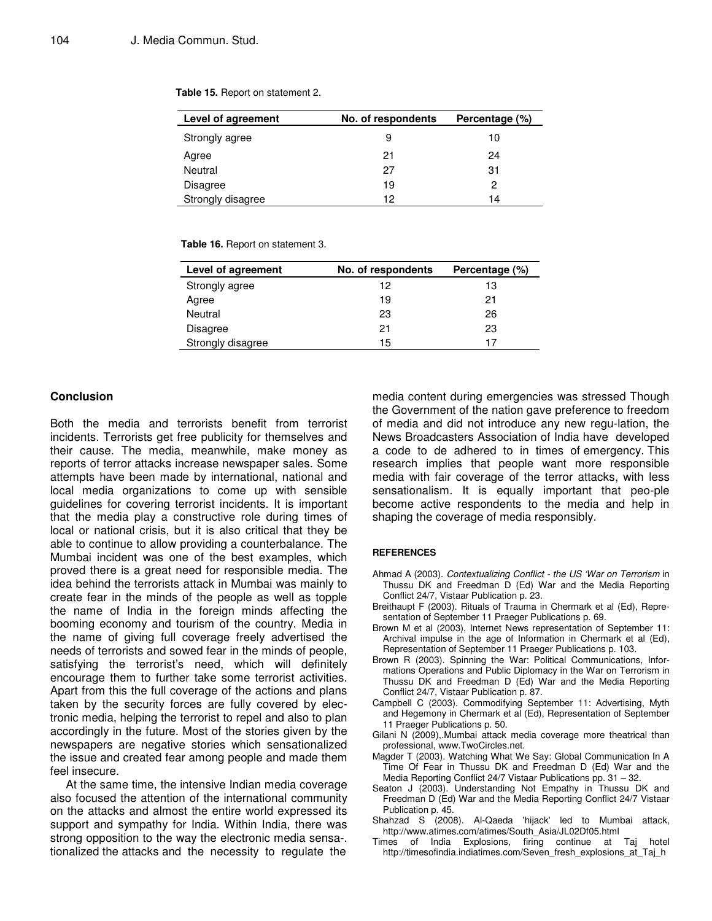**Table 15.** Report on statement 2.

| Level of agreement | No. of respondents | Percentage (%) |
|---|---|---|
| Strongly agree | 9 | 10 |
| Agree | 21 | 24 |
| Neutral | 27 | 31 |
| Disagree | 19 | 2 |
| Strongly disagree | 12 | 14 |

**Table 16.** Report on statement 3.

| Level of agreement | No. of respondents | Percentage (%) |
|---|---|---|
| Strongly agree | 12 | 13 |
| Agree | 19 | 21 |
| Neutral | 23 | 26 |
| Disagree | 21 | 23 |
| Strongly disagree | 15 | 17 |

## Conclusion

Both the media and terrorists benefit from terrorist incidents. Terrorists get free publicity for themselves and their cause. The media, meanwhile, make money as reports of terror attacks increase newspaper sales. Some attempts have been made by international, national and local media organizations to come up with sensible guidelines for covering terrorist incidents. It is important that the media play a constructive role during times of local or national crisis, but it is also critical that they be able to continue to allow providing a counterbalance. The Mumbai incident was one of the best examples, which proved there is a great need for responsible media. The idea behind the terrorists attack in Mumbai was mainly to create fear in the minds of the people as well as topple the name of India in the foreign minds affecting the booming economy and tourism of the country. Media in the name of giving full coverage freely advertised the needs of terrorists and sowed fear in the minds of people, satisfying the terrorist's need, which will definitely encourage them to further take some terrorist activities. Apart from this the full coverage of the actions and plans taken by the security forces are fully covered by electronic media, helping the terrorist to repel and also to plan accordingly in the future. Most of the stories given by the newspapers are negative stories which sensationalized the issue and created fear among people and made them feel insecure.

At the same time, the intensive Indian media coverage also focused the attention of the international community on the attacks and almost the entire world expressed its support and sympathy for India. Within India, there was strong opposition to the way the electronic media sensationalized the attacks and the necessity to regulate the media content during emergencies was stressed Though the Government of the nation gave preference to freedom of media and did not introduce any new regulation, the News Broadcasters Association of India have developed a code to de adhered to in times of emergency. This research implies that people want more responsible media with fair coverage of the terror attacks, with less sensationalism. It is equally important that people become active respondents to the media and help in shaping the coverage of media responsibly.

## REFERENCES

Ahmad A (2003). *Contextualizing Conflict - the US 'War on Terrorism* in Thussu DK and Freedman D (Ed) War and the Media Reporting Conflict 24/7, Vistaar Publication p. 23.

Breithaupt F (2003). Rituals of Trauma in Chermark et al (Ed), Representation of September 11 Praeger Publications p. 69.

Brown M et al (2003), Internet News representation of September 11: Archival impulse in the age of Information in Chermark et al (Ed), Representation of September 11 Praeger Publications p. 103.

Brown R (2003). Spinning the War: Political Communications, Informations Operations and Public Diplomacy in the War on Terrorism in Thussu DK and Freedman D (Ed) War and the Media Reporting Conflict 24/7, Vistaar Publication p. 87.

Campbell C (2003). Commodifying September 11: Advertising, Myth and Hegemony in Chermark et al (Ed), Representation of September 11 Praeger Publications p. 50.

Gilani N (2009),.Mumbai attack media coverage more theatrical than professional, www.TwoCircles.net.

Magder T (2003). Watching What We Say: Global Communication In A Time Of Fear in Thussu DK and Freedman D (Ed) War and the Media Reporting Conflict 24/7 Vistaar Publications pp. 31 – 32.

Seaton J (2003). Understanding Not Empathy in Thussu DK and Freedman D (Ed) War and the Media Reporting Conflict 24/7 Vistaar Publication p. 45.

Shahzad S (2008). Al-Qaeda 'hijack' led to Mumbai attack, http://www.atimes.com/atimes/South_Asia/JL02Df05.html

Times of India Explosions, firing continue at Taj hotel http://timesofindia.indiatimes.com/Seven_fresh_explosions_at_Taj_h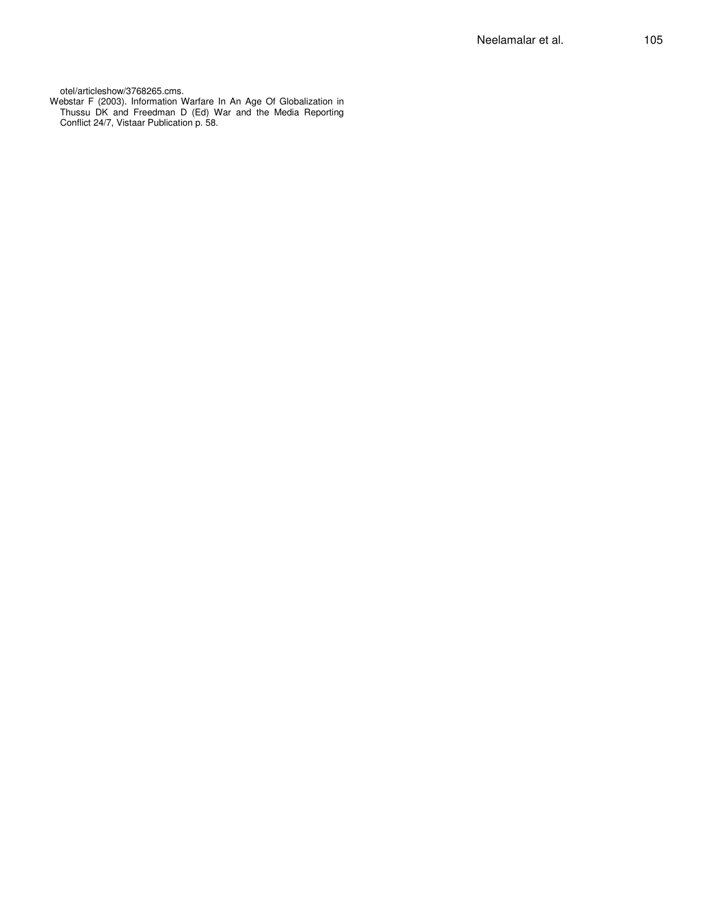otel/articleshow/3768265.cms.

Webstar F (2003). Information Warfare In An Age Of Globalization in Thussu DK and Freedman D (Ed) War and the Media Reporting Conflict 24/7, Vistaar Publication p. 58.